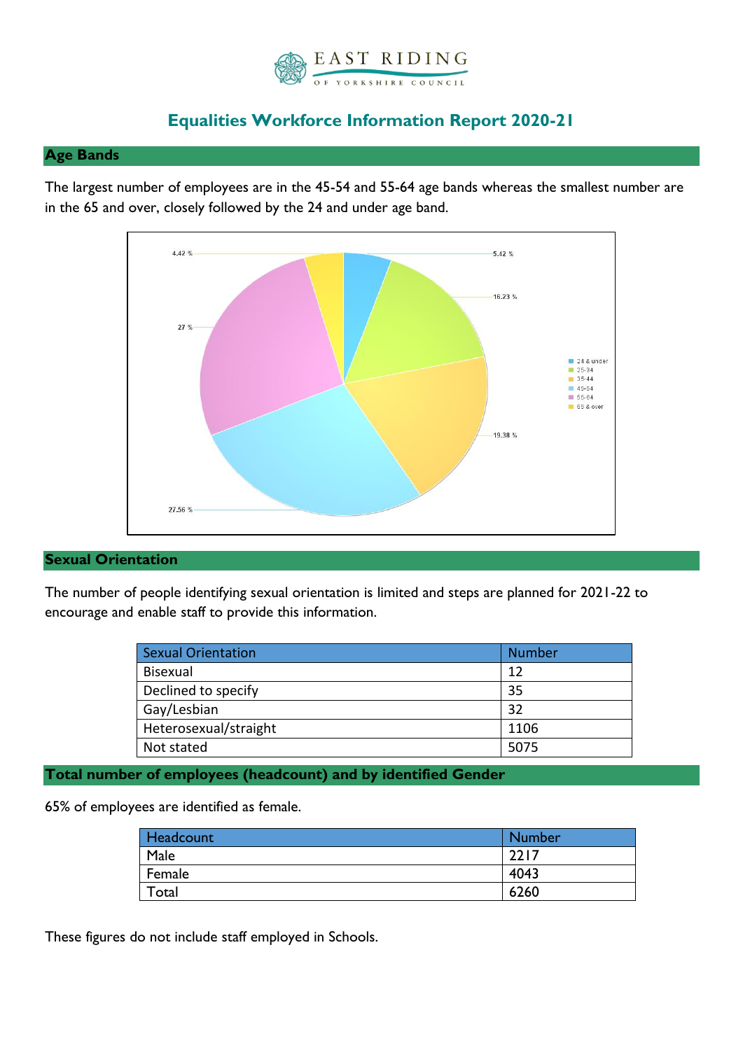EAST RIDING OF YORKSHIRE COUNCIL

# Equalities Workforce Information Report 2020-21

## Age Bands

The largest number of employees are in the 45-54 and 55-64 age bands whereas the smallest number are in the 65 and over, closely followed by the 24 and under age band.

| Age Band | Percentage |
|---|---|
| 24 & under | 5.42 % |
| 25-34 | 16.23 % |
| 35-44 | 19.38 % |
| 45-54 | 27.56 % |
| 55-64 | 27 % |
| 65 & over | 4.42 % |

## Sexual Orientation

The number of people identifying sexual orientation is limited and steps are planned for 2021-22 to encourage and enable staff to provide this information.

| Sexual Orientation | Number |
|---|---|
| Bisexual | 12 |
| Declined to specify | 35 |
| Gay/Lesbian | 32 |
| Heterosexual/straight | 1106 |
| Not stated | 5075 |

## Total number of employees (headcount) and by identified Gender

65% of employees are identified as female.

| Headcount | Number |
|---|---|
| Male | 2217 |
| Female | 4043 |
| Total | 6260 |

These figures do not include staff employed in Schools.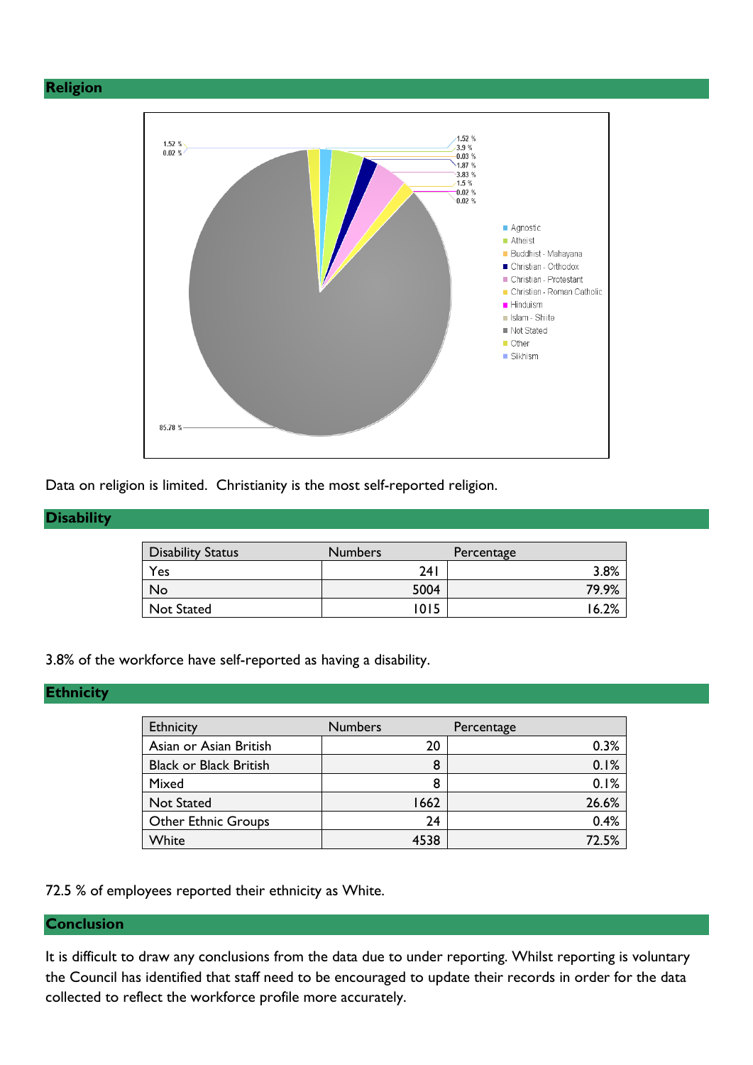## Religion

1.52 %
0.02 %
1.52 %
3.9 %
0.03 %
1.87 %
3.83 %
1.5 %
0.02 %
0.02 %
85.78 %

- Agnostic
- Atheist
- Buddhist - Mahayana
- Christian - Orthodox
- Christian - Protestant
- Christian - Roman Catholic
- Hinduism
- Islam - Shiite
- Not Stated
- Other
- Sikhism

Data on religion is limited. Christianity is the most self-reported religion.

## Disability

| Disability Status | Numbers | Percentage |
|---|---|---|
| Yes | 241 | 3.8% |
| No | 5004 | 79.9% |
| Not Stated | 1015 | 16.2% |

3.8% of the workforce have self-reported as having a disability.

## Ethnicity

| Ethnicity | Numbers | Percentage |
|---|---|---|
| Asian or Asian British | 20 | 0.3% |
| Black or Black British | 8 | 0.1% |
| Mixed | 8 | 0.1% |
| Not Stated | 1662 | 26.6% |
| Other Ethnic Groups | 24 | 0.4% |
| White | 4538 | 72.5% |

72.5 % of employees reported their ethnicity as White.

## Conclusion

It is difficult to draw any conclusions from the data due to under reporting. Whilst reporting is voluntary the Council has identified that staff need to be encouraged to update their records in order for the data collected to reflect the workforce profile more accurately.